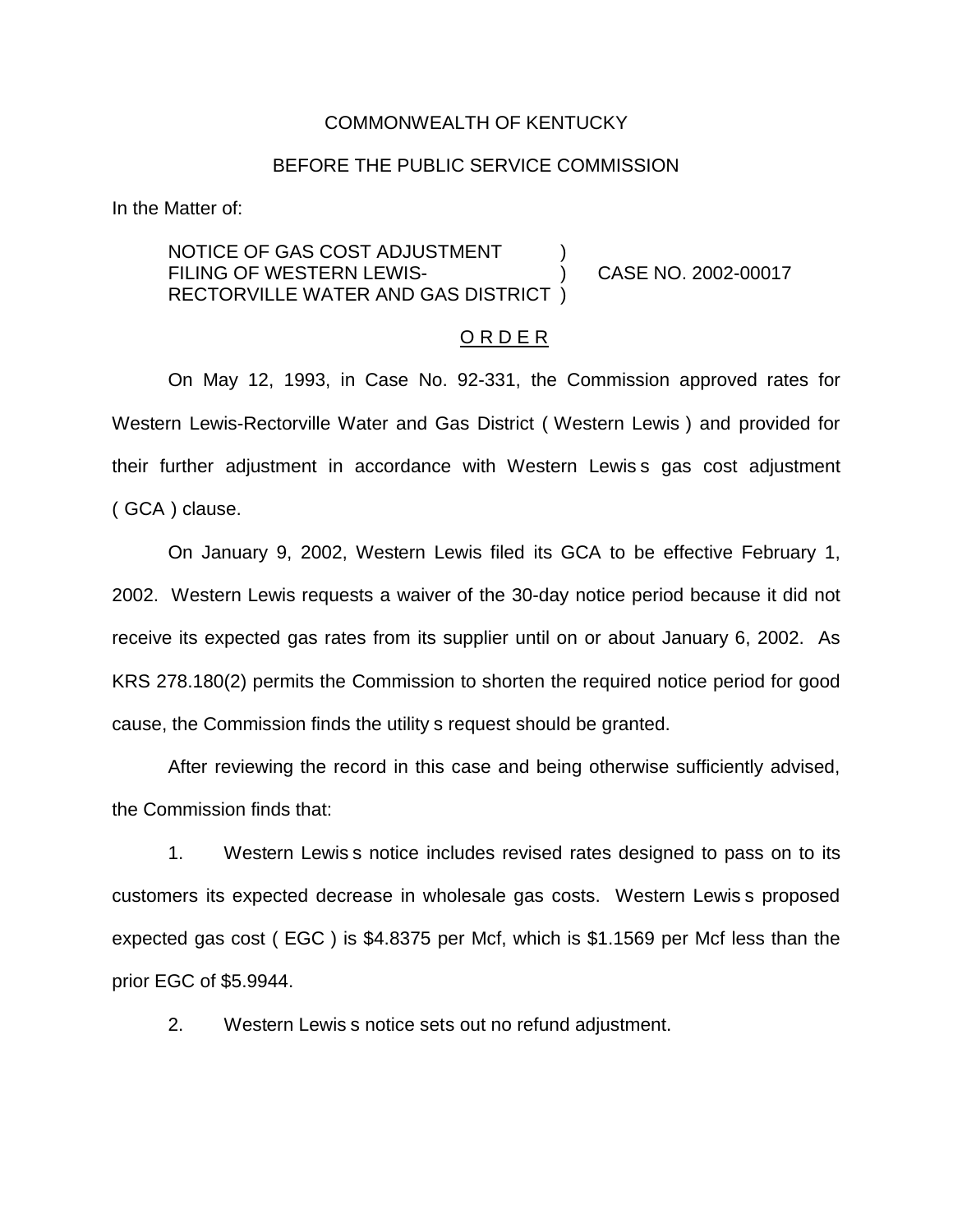COMMONWEALTH OF KENTUCKY

BEFORE THE PUBLIC SERVICE COMMISSION

In the Matter of:

NOTICE OF GAS COST ADJUSTMENT FILING OF WESTERN LEWIS-RECTORVILLE WATER AND GAS DISTRICT ) CASE NO. 2002-00017

O R D E R

On May 12, 1993, in Case No. 92-331, the Commission approved rates for Western Lewis-Rectorville Water and Gas District ( Western Lewis ) and provided for their further adjustment in accordance with Western Lewis s gas cost adjustment ( GCA ) clause.

On January 9, 2002, Western Lewis filed its GCA to be effective February 1, 2002. Western Lewis requests a waiver of the 30-day notice period because it did not receive its expected gas rates from its supplier until on or about January 6, 2002. As KRS 278.180(2) permits the Commission to shorten the required notice period for good cause, the Commission finds the utility s request should be granted.

After reviewing the record in this case and being otherwise sufficiently advised, the Commission finds that:

1. Western Lewis s notice includes revised rates designed to pass on to its customers its expected decrease in wholesale gas costs. Western Lewis s proposed expected gas cost ( EGC ) is $4.8375 per Mcf, which is $1.1569 per Mcf less than the prior EGC of $5.9944.

2. Western Lewis s notice sets out no refund adjustment.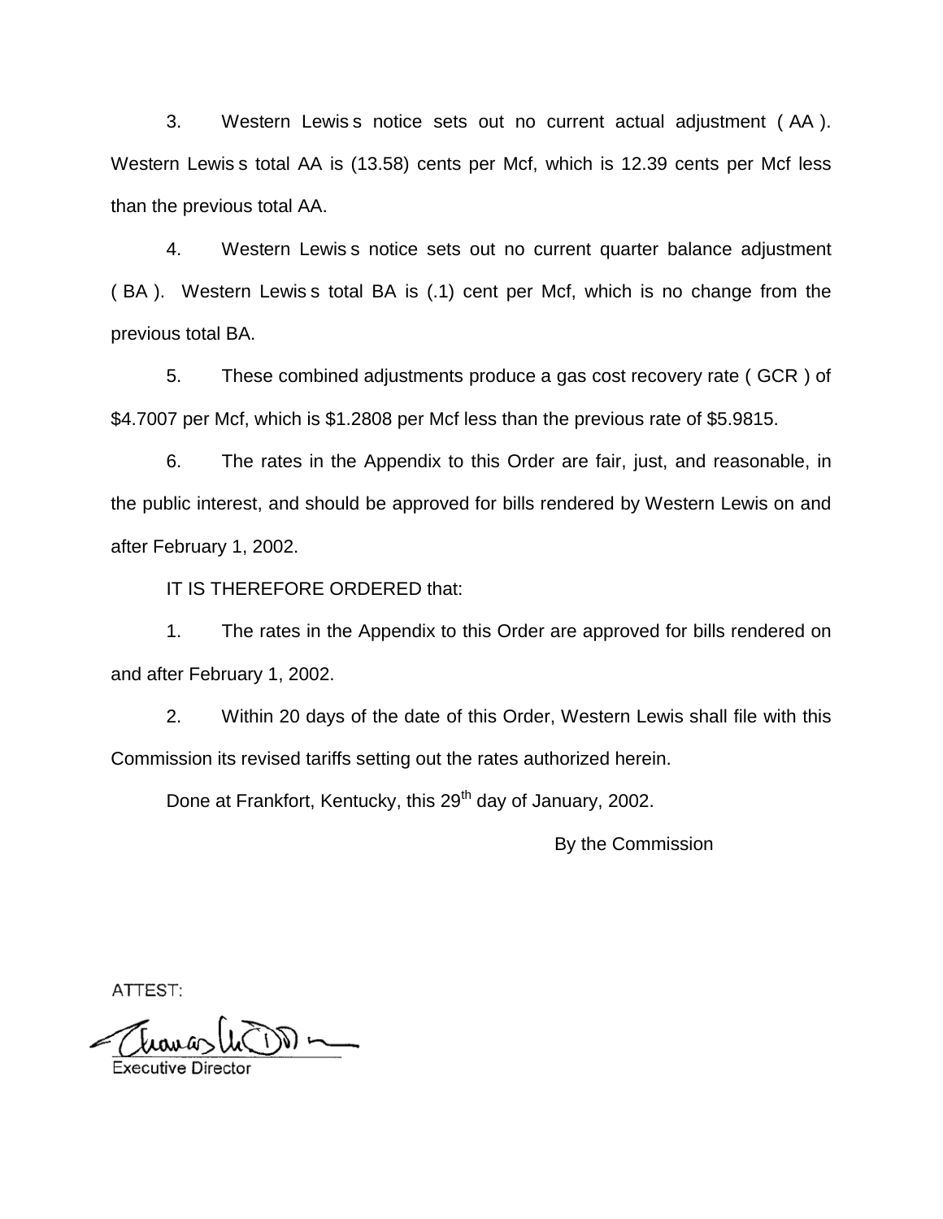3. Western Lewis s notice sets out no current actual adjustment ( AA ). Western Lewis s total AA is (13.58) cents per Mcf, which is 12.39 cents per Mcf less than the previous total AA.

4. Western Lewis s notice sets out no current quarter balance adjustment ( BA ). Western Lewis s total BA is (.1) cent per Mcf, which is no change from the previous total BA.

5. These combined adjustments produce a gas cost recovery rate ( GCR ) of $4.7007 per Mcf, which is $1.2808 per Mcf less than the previous rate of $5.9815.

6. The rates in the Appendix to this Order are fair, just, and reasonable, in the public interest, and should be approved for bills rendered by Western Lewis on and after February 1, 2002.

IT IS THEREFORE ORDERED that:

1. The rates in the Appendix to this Order are approved for bills rendered on and after February 1, 2002.

2. Within 20 days of the date of this Order, Western Lewis shall file with this Commission its revised tariffs setting out the rates authorized herein.

Done at Frankfort, Kentucky, this 29th day of January, 2002.

By the Commission

ATTEST:

Executive Director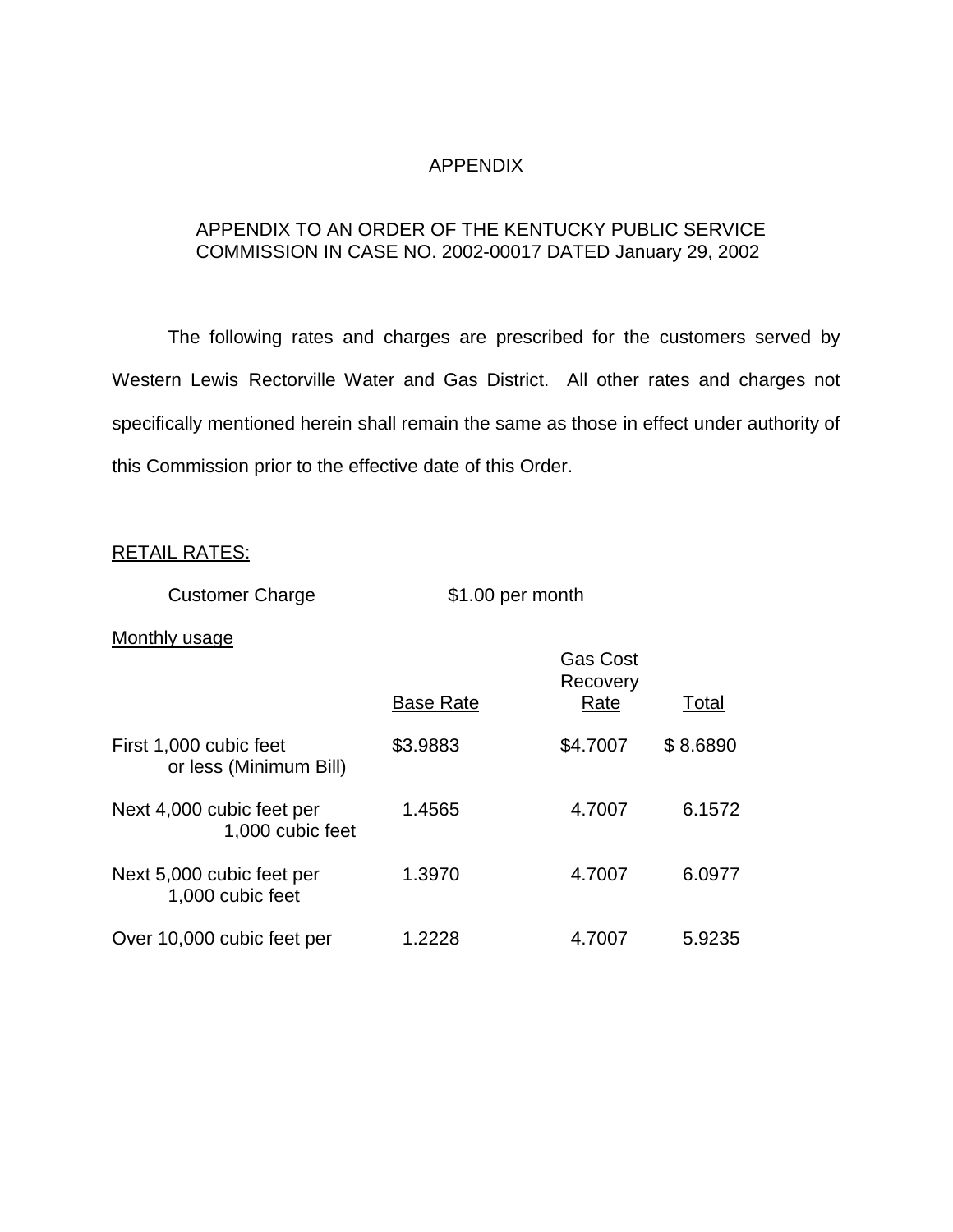# APPENDIX

## APPENDIX TO AN ORDER OF THE KENTUCKY PUBLIC SERVICE COMMISSION IN CASE NO. 2002-00017 DATED January 29, 2002

The following rates and charges are prescribed for the customers served by Western Lewis Rectorville Water and Gas District. All other rates and charges not specifically mentioned herein shall remain the same as those in effect under authority of this Commission prior to the effective date of this Order.

RETAIL RATES:

Customer Charge $1.00 per month

Monthly usage

| | Base Rate | Gas Cost Recovery Rate | Total |
|---|---|---|---|
| First 1,000 cubic feet or less (Minimum Bill) | $3.9883 | $4.7007 | $ 8.6890 |
| Next 4,000 cubic feet per 1,000 cubic feet | 1.4565 | 4.7007 | 6.1572 |
| Next 5,000 cubic feet per 1,000 cubic feet | 1.3970 | 4.7007 | 6.0977 |
| Over 10,000 cubic feet per | 1.2228 | 4.7007 | 5.9235 |